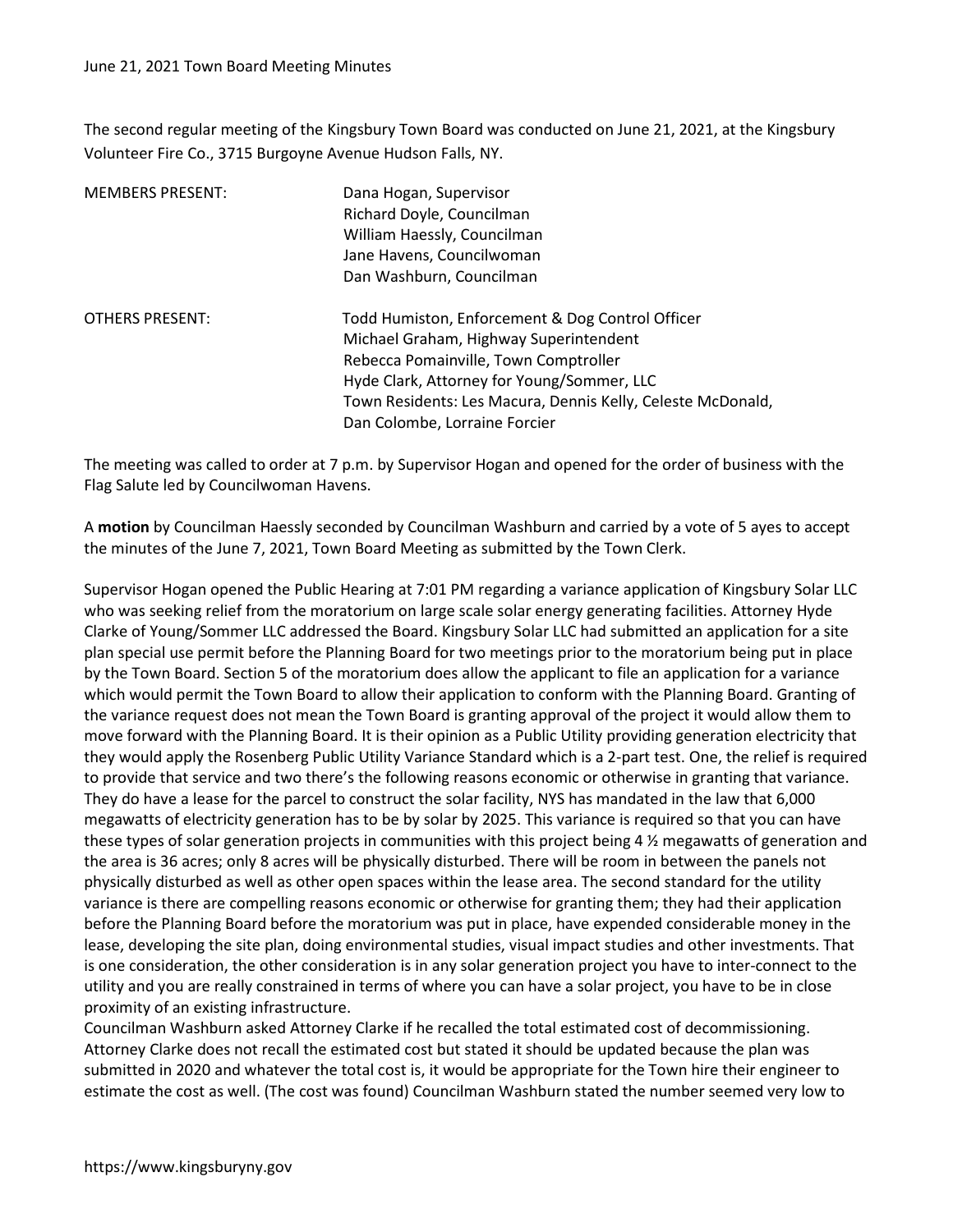June 21, 2021 Town Board Meeting Minutes

The second regular meeting of the Kingsbury Town Board was conducted on June 21, 2021, at the Kingsbury Volunteer Fire Co., 3715 Burgoyne Avenue Hudson Falls, NY.

| MEMBERS PRESENT: | Dana Hogan, Supervisor<br>Richard Doyle, Councilman<br>William Haessly, Councilman<br>Jane Havens, Councilwoman<br>Dan Washburn, Councilman |
|---|---|
| OTHERS PRESENT: | Todd Humiston, Enforcement & Dog Control Officer<br>Michael Graham, Highway Superintendent<br>Rebecca Pomainville, Town Comptroller<br>Hyde Clark, Attorney for Young/Sommer, LLC<br>Town Residents: Les Macura, Dennis Kelly, Celeste McDonald, Dan Colombe, Lorraine Forcier |

The meeting was called to order at 7 p.m. by Supervisor Hogan and opened for the order of business with the Flag Salute led by Councilwoman Havens.

A **motion** by Councilman Haessly seconded by Councilman Washburn and carried by a vote of 5 ayes to accept the minutes of the June 7, 2021, Town Board Meeting as submitted by the Town Clerk.

Supervisor Hogan opened the Public Hearing at 7:01 PM regarding a variance application of Kingsbury Solar LLC who was seeking relief from the moratorium on large scale solar energy generating facilities. Attorney Hyde Clarke of Young/Sommer LLC addressed the Board. Kingsbury Solar LLC had submitted an application for a site plan special use permit before the Planning Board for two meetings prior to the moratorium being put in place by the Town Board. Section 5 of the moratorium does allow the applicant to file an application for a variance which would permit the Town Board to allow their application to conform with the Planning Board. Granting of the variance request does not mean the Town Board is granting approval of the project it would allow them to move forward with the Planning Board. It is their opinion as a Public Utility providing generation electricity that they would apply the Rosenberg Public Utility Variance Standard which is a 2-part test. One, the relief is required to provide that service and two there's the following reasons economic or otherwise in granting that variance. They do have a lease for the parcel to construct the solar facility, NYS has mandated in the law that 6,000 megawatts of electricity generation has to be by solar by 2025. This variance is required so that you can have these types of solar generation projects in communities with this project being 4 ½ megawatts of generation and the area is 36 acres; only 8 acres will be physically disturbed. There will be room in between the panels not physically disturbed as well as other open spaces within the lease area. The second standard for the utility variance is there are compelling reasons economic or otherwise for granting them; they had their application before the Planning Board before the moratorium was put in place, have expended considerable money in the lease, developing the site plan, doing environmental studies, visual impact studies and other investments. That is one consideration, the other consideration is in any solar generation project you have to inter-connect to the utility and you are really constrained in terms of where you can have a solar project, you have to be in close proximity of an existing infrastructure.

Councilman Washburn asked Attorney Clarke if he recalled the total estimated cost of decommissioning. Attorney Clarke does not recall the estimated cost but stated it should be updated because the plan was submitted in 2020 and whatever the total cost is, it would be appropriate for the Town hire their engineer to estimate the cost as well. (The cost was found) Councilman Washburn stated the number seemed very low to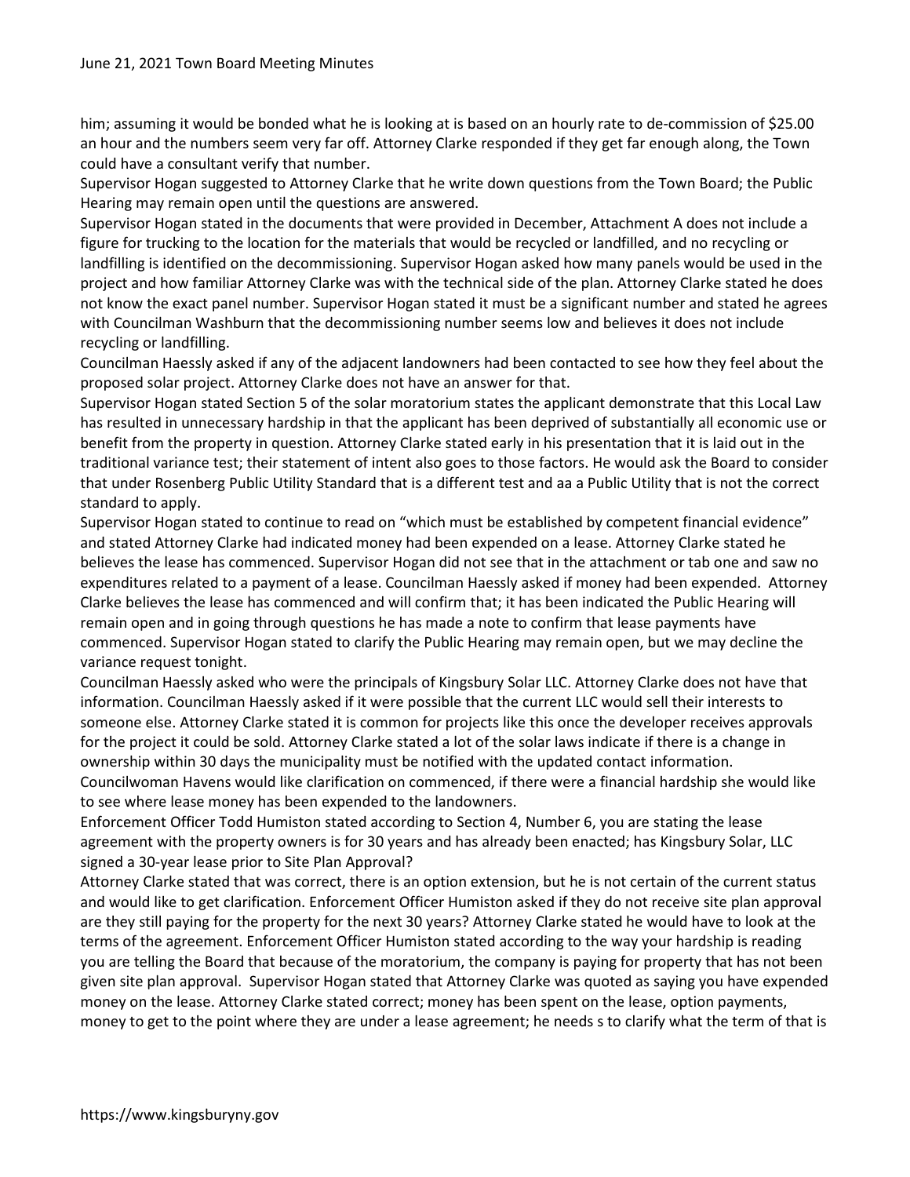him; assuming it would be bonded what he is looking at is based on an hourly rate to de-commission of $25.00 an hour and the numbers seem very far off. Attorney Clarke responded if they get far enough along, the Town could have a consultant verify that number.

Supervisor Hogan suggested to Attorney Clarke that he write down questions from the Town Board; the Public Hearing may remain open until the questions are answered.

Supervisor Hogan stated in the documents that were provided in December, Attachment A does not include a figure for trucking to the location for the materials that would be recycled or landfilled, and no recycling or landfilling is identified on the decommissioning. Supervisor Hogan asked how many panels would be used in the project and how familiar Attorney Clarke was with the technical side of the plan. Attorney Clarke stated he does not know the exact panel number. Supervisor Hogan stated it must be a significant number and stated he agrees with Councilman Washburn that the decommissioning number seems low and believes it does not include recycling or landfilling.

Councilman Haessly asked if any of the adjacent landowners had been contacted to see how they feel about the proposed solar project. Attorney Clarke does not have an answer for that.

Supervisor Hogan stated Section 5 of the solar moratorium states the applicant demonstrate that this Local Law has resulted in unnecessary hardship in that the applicant has been deprived of substantially all economic use or benefit from the property in question. Attorney Clarke stated early in his presentation that it is laid out in the traditional variance test; their statement of intent also goes to those factors. He would ask the Board to consider that under Rosenberg Public Utility Standard that is a different test and aa a Public Utility that is not the correct standard to apply.

Supervisor Hogan stated to continue to read on "which must be established by competent financial evidence" and stated Attorney Clarke had indicated money had been expended on a lease. Attorney Clarke stated he believes the lease has commenced. Supervisor Hogan did not see that in the attachment or tab one and saw no expenditures related to a payment of a lease. Councilman Haessly asked if money had been expended. Attorney Clarke believes the lease has commenced and will confirm that; it has been indicated the Public Hearing will remain open and in going through questions he has made a note to confirm that lease payments have commenced. Supervisor Hogan stated to clarify the Public Hearing may remain open, but we may decline the variance request tonight.

Councilman Haessly asked who were the principals of Kingsbury Solar LLC. Attorney Clarke does not have that information. Councilman Haessly asked if it were possible that the current LLC would sell their interests to someone else. Attorney Clarke stated it is common for projects like this once the developer receives approvals for the project it could be sold. Attorney Clarke stated a lot of the solar laws indicate if there is a change in ownership within 30 days the municipality must be notified with the updated contact information.

Councilwoman Havens would like clarification on commenced, if there were a financial hardship she would like to see where lease money has been expended to the landowners.

Enforcement Officer Todd Humiston stated according to Section 4, Number 6, you are stating the lease agreement with the property owners is for 30 years and has already been enacted; has Kingsbury Solar, LLC signed a 30-year lease prior to Site Plan Approval?

Attorney Clarke stated that was correct, there is an option extension, but he is not certain of the current status and would like to get clarification. Enforcement Officer Humiston asked if they do not receive site plan approval are they still paying for the property for the next 30 years? Attorney Clarke stated he would have to look at the terms of the agreement. Enforcement Officer Humiston stated according to the way your hardship is reading you are telling the Board that because of the moratorium, the company is paying for property that has not been given site plan approval. Supervisor Hogan stated that Attorney Clarke was quoted as saying you have expended money on the lease. Attorney Clarke stated correct; money has been spent on the lease, option payments, money to get to the point where they are under a lease agreement; he needs s to clarify what the term of that is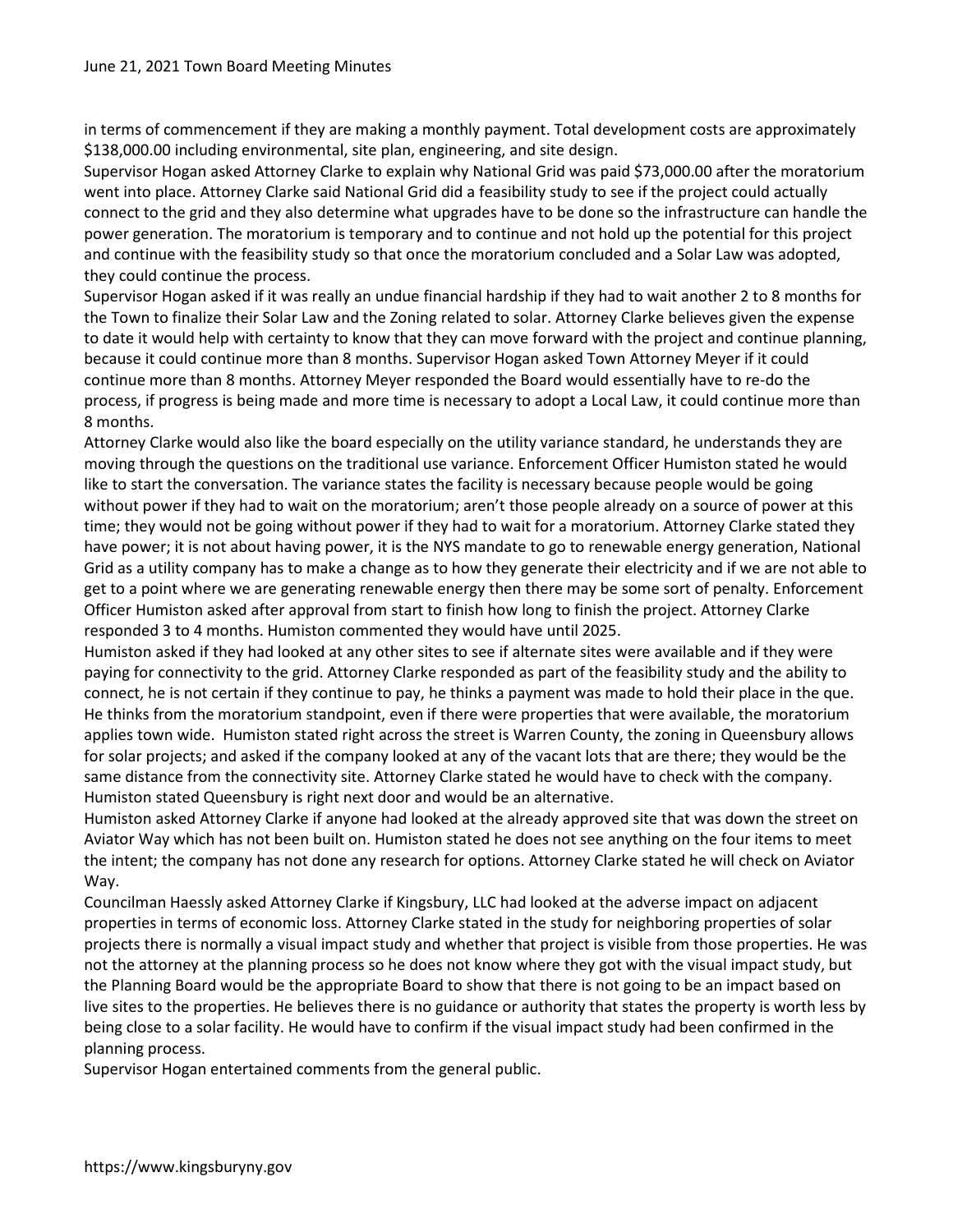in terms of commencement if they are making a monthly payment. Total development costs are approximately $138,000.00 including environmental, site plan, engineering, and site design.

Supervisor Hogan asked Attorney Clarke to explain why National Grid was paid $73,000.00 after the moratorium went into place. Attorney Clarke said National Grid did a feasibility study to see if the project could actually connect to the grid and they also determine what upgrades have to be done so the infrastructure can handle the power generation. The moratorium is temporary and to continue and not hold up the potential for this project and continue with the feasibility study so that once the moratorium concluded and a Solar Law was adopted, they could continue the process.

Supervisor Hogan asked if it was really an undue financial hardship if they had to wait another 2 to 8 months for the Town to finalize their Solar Law and the Zoning related to solar. Attorney Clarke believes given the expense to date it would help with certainty to know that they can move forward with the project and continue planning, because it could continue more than 8 months. Supervisor Hogan asked Town Attorney Meyer if it could continue more than 8 months. Attorney Meyer responded the Board would essentially have to re-do the process, if progress is being made and more time is necessary to adopt a Local Law, it could continue more than 8 months.

Attorney Clarke would also like the board especially on the utility variance standard, he understands they are moving through the questions on the traditional use variance. Enforcement Officer Humiston stated he would like to start the conversation. The variance states the facility is necessary because people would be going without power if they had to wait on the moratorium; aren't those people already on a source of power at this time; they would not be going without power if they had to wait for a moratorium. Attorney Clarke stated they have power; it is not about having power, it is the NYS mandate to go to renewable energy generation, National Grid as a utility company has to make a change as to how they generate their electricity and if we are not able to get to a point where we are generating renewable energy then there may be some sort of penalty. Enforcement Officer Humiston asked after approval from start to finish how long to finish the project. Attorney Clarke responded 3 to 4 months. Humiston commented they would have until 2025.

Humiston asked if they had looked at any other sites to see if alternate sites were available and if they were paying for connectivity to the grid. Attorney Clarke responded as part of the feasibility study and the ability to connect, he is not certain if they continue to pay, he thinks a payment was made to hold their place in the que. He thinks from the moratorium standpoint, even if there were properties that were available, the moratorium applies town wide. Humiston stated right across the street is Warren County, the zoning in Queensbury allows for solar projects; and asked if the company looked at any of the vacant lots that are there; they would be the same distance from the connectivity site. Attorney Clarke stated he would have to check with the company. Humiston stated Queensbury is right next door and would be an alternative.

Humiston asked Attorney Clarke if anyone had looked at the already approved site that was down the street on Aviator Way which has not been built on. Humiston stated he does not see anything on the four items to meet the intent; the company has not done any research for options. Attorney Clarke stated he will check on Aviator Way.

Councilman Haessly asked Attorney Clarke if Kingsbury, LLC had looked at the adverse impact on adjacent properties in terms of economic loss. Attorney Clarke stated in the study for neighboring properties of solar projects there is normally a visual impact study and whether that project is visible from those properties. He was not the attorney at the planning process so he does not know where they got with the visual impact study, but the Planning Board would be the appropriate Board to show that there is not going to be an impact based on live sites to the properties. He believes there is no guidance or authority that states the property is worth less by being close to a solar facility. He would have to confirm if the visual impact study had been confirmed in the planning process.

Supervisor Hogan entertained comments from the general public.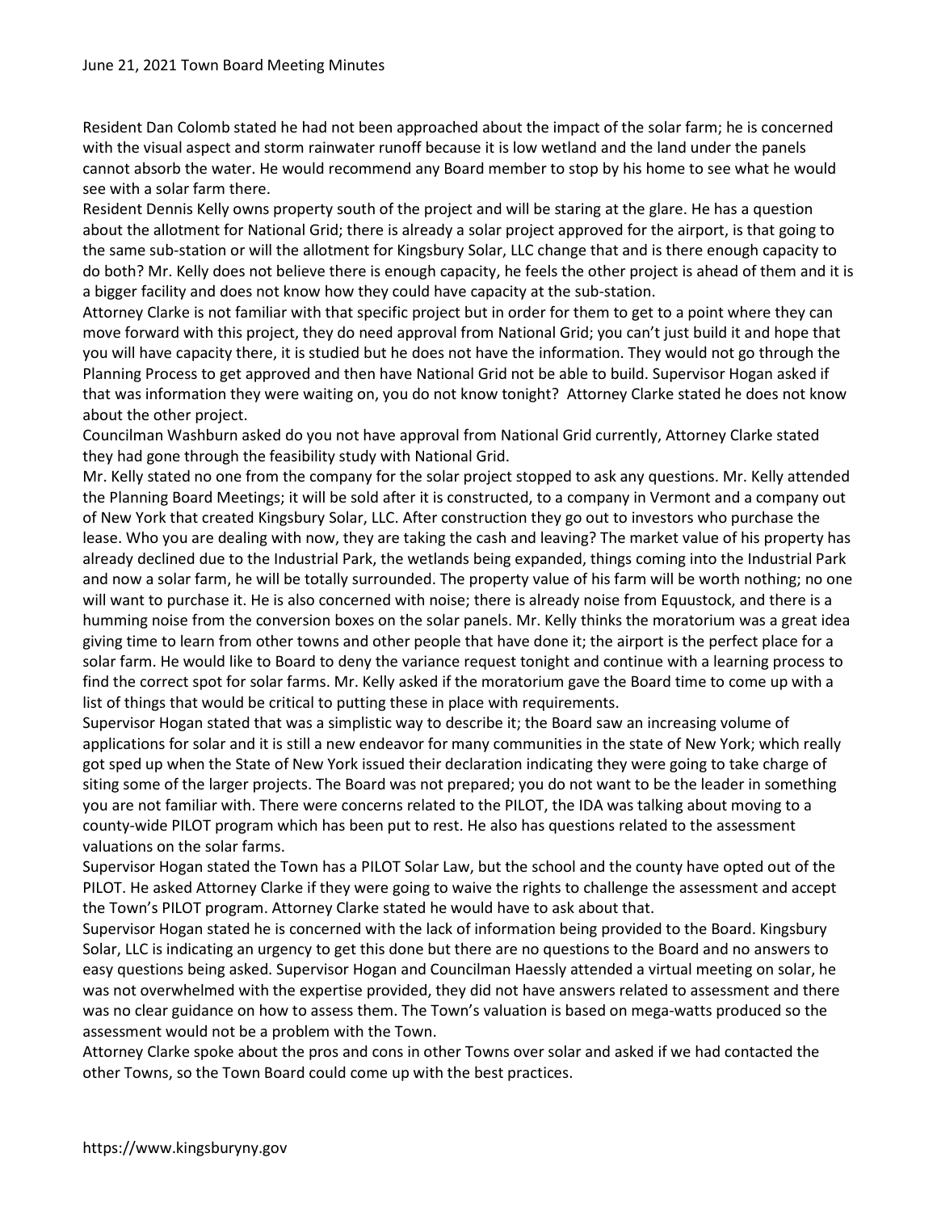Resident Dan Colomb stated he had not been approached about the impact of the solar farm; he is concerned with the visual aspect and storm rainwater runoff because it is low wetland and the land under the panels cannot absorb the water. He would recommend any Board member to stop by his home to see what he would see with a solar farm there.

Resident Dennis Kelly owns property south of the project and will be staring at the glare. He has a question about the allotment for National Grid; there is already a solar project approved for the airport, is that going to the same sub-station or will the allotment for Kingsbury Solar, LLC change that and is there enough capacity to do both? Mr. Kelly does not believe there is enough capacity, he feels the other project is ahead of them and it is a bigger facility and does not know how they could have capacity at the sub-station.

Attorney Clarke is not familiar with that specific project but in order for them to get to a point where they can move forward with this project, they do need approval from National Grid; you can't just build it and hope that you will have capacity there, it is studied but he does not have the information. They would not go through the Planning Process to get approved and then have National Grid not be able to build. Supervisor Hogan asked if that was information they were waiting on, you do not know tonight? Attorney Clarke stated he does not know about the other project.

Councilman Washburn asked do you not have approval from National Grid currently, Attorney Clarke stated they had gone through the feasibility study with National Grid.

Mr. Kelly stated no one from the company for the solar project stopped to ask any questions. Mr. Kelly attended the Planning Board Meetings; it will be sold after it is constructed, to a company in Vermont and a company out of New York that created Kingsbury Solar, LLC. After construction they go out to investors who purchase the lease. Who you are dealing with now, they are taking the cash and leaving? The market value of his property has already declined due to the Industrial Park, the wetlands being expanded, things coming into the Industrial Park and now a solar farm, he will be totally surrounded. The property value of his farm will be worth nothing; no one will want to purchase it. He is also concerned with noise; there is already noise from Equustock, and there is a humming noise from the conversion boxes on the solar panels. Mr. Kelly thinks the moratorium was a great idea giving time to learn from other towns and other people that have done it; the airport is the perfect place for a solar farm. He would like to Board to deny the variance request tonight and continue with a learning process to find the correct spot for solar farms. Mr. Kelly asked if the moratorium gave the Board time to come up with a list of things that would be critical to putting these in place with requirements.

Supervisor Hogan stated that was a simplistic way to describe it; the Board saw an increasing volume of applications for solar and it is still a new endeavor for many communities in the state of New York; which really got sped up when the State of New York issued their declaration indicating they were going to take charge of siting some of the larger projects. The Board was not prepared; you do not want to be the leader in something you are not familiar with. There were concerns related to the PILOT, the IDA was talking about moving to a county-wide PILOT program which has been put to rest. He also has questions related to the assessment valuations on the solar farms.

Supervisor Hogan stated the Town has a PILOT Solar Law, but the school and the county have opted out of the PILOT. He asked Attorney Clarke if they were going to waive the rights to challenge the assessment and accept the Town's PILOT program. Attorney Clarke stated he would have to ask about that.

Supervisor Hogan stated he is concerned with the lack of information being provided to the Board. Kingsbury Solar, LLC is indicating an urgency to get this done but there are no questions to the Board and no answers to easy questions being asked. Supervisor Hogan and Councilman Haessly attended a virtual meeting on solar, he was not overwhelmed with the expertise provided, they did not have answers related to assessment and there was no clear guidance on how to assess them. The Town's valuation is based on mega-watts produced so the assessment would not be a problem with the Town.

Attorney Clarke spoke about the pros and cons in other Towns over solar and asked if we had contacted the other Towns, so the Town Board could come up with the best practices.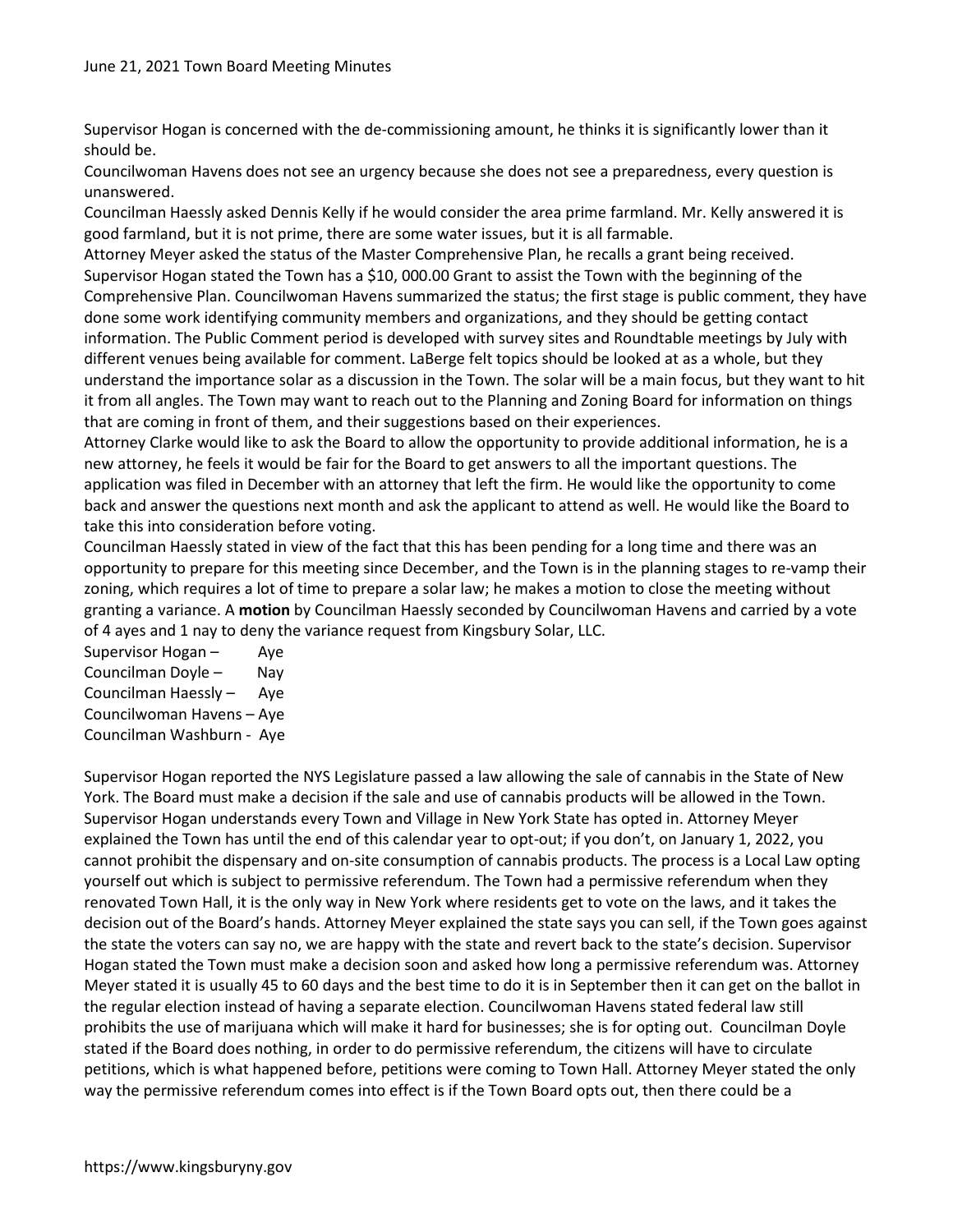Supervisor Hogan is concerned with the de-commissioning amount, he thinks it is significantly lower than it should be.

Councilwoman Havens does not see an urgency because she does not see a preparedness, every question is unanswered.

Councilman Haessly asked Dennis Kelly if he would consider the area prime farmland. Mr. Kelly answered it is good farmland, but it is not prime, there are some water issues, but it is all farmable.

Attorney Meyer asked the status of the Master Comprehensive Plan, he recalls a grant being received. Supervisor Hogan stated the Town has a $10, 000.00 Grant to assist the Town with the beginning of the Comprehensive Plan. Councilwoman Havens summarized the status; the first stage is public comment, they have done some work identifying community members and organizations, and they should be getting contact information. The Public Comment period is developed with survey sites and Roundtable meetings by July with different venues being available for comment. LaBerge felt topics should be looked at as a whole, but they understand the importance solar as a discussion in the Town. The solar will be a main focus, but they want to hit it from all angles. The Town may want to reach out to the Planning and Zoning Board for information on things that are coming in front of them, and their suggestions based on their experiences.

Attorney Clarke would like to ask the Board to allow the opportunity to provide additional information, he is a new attorney, he feels it would be fair for the Board to get answers to all the important questions. The application was filed in December with an attorney that left the firm. He would like the opportunity to come back and answer the questions next month and ask the applicant to attend as well. He would like the Board to take this into consideration before voting.

Councilman Haessly stated in view of the fact that this has been pending for a long time and there was an opportunity to prepare for this meeting since December, and the Town is in the planning stages to re-vamp their zoning, which requires a lot of time to prepare a solar law; he makes a motion to close the meeting without granting a variance. A **motion** by Councilman Haessly seconded by Councilwoman Havens and carried by a vote of 4 ayes and 1 nay to deny the variance request from Kingsbury Solar, LLC.

Supervisor Hogan – Aye
Councilman Doyle – Nay
Councilman Haessly – Aye
Councilwoman Havens – Aye
Councilman Washburn - Aye

Supervisor Hogan reported the NYS Legislature passed a law allowing the sale of cannabis in the State of New York. The Board must make a decision if the sale and use of cannabis products will be allowed in the Town. Supervisor Hogan understands every Town and Village in New York State has opted in. Attorney Meyer explained the Town has until the end of this calendar year to opt-out; if you don't, on January 1, 2022, you cannot prohibit the dispensary and on-site consumption of cannabis products. The process is a Local Law opting yourself out which is subject to permissive referendum. The Town had a permissive referendum when they renovated Town Hall, it is the only way in New York where residents get to vote on the laws, and it takes the decision out of the Board's hands. Attorney Meyer explained the state says you can sell, if the Town goes against the state the voters can say no, we are happy with the state and revert back to the state's decision. Supervisor Hogan stated the Town must make a decision soon and asked how long a permissive referendum was. Attorney Meyer stated it is usually 45 to 60 days and the best time to do it is in September then it can get on the ballot in the regular election instead of having a separate election. Councilwoman Havens stated federal law still prohibits the use of marijuana which will make it hard for businesses; she is for opting out. Councilman Doyle stated if the Board does nothing, in order to do permissive referendum, the citizens will have to circulate petitions, which is what happened before, petitions were coming to Town Hall. Attorney Meyer stated the only way the permissive referendum comes into effect is if the Town Board opts out, then there could be a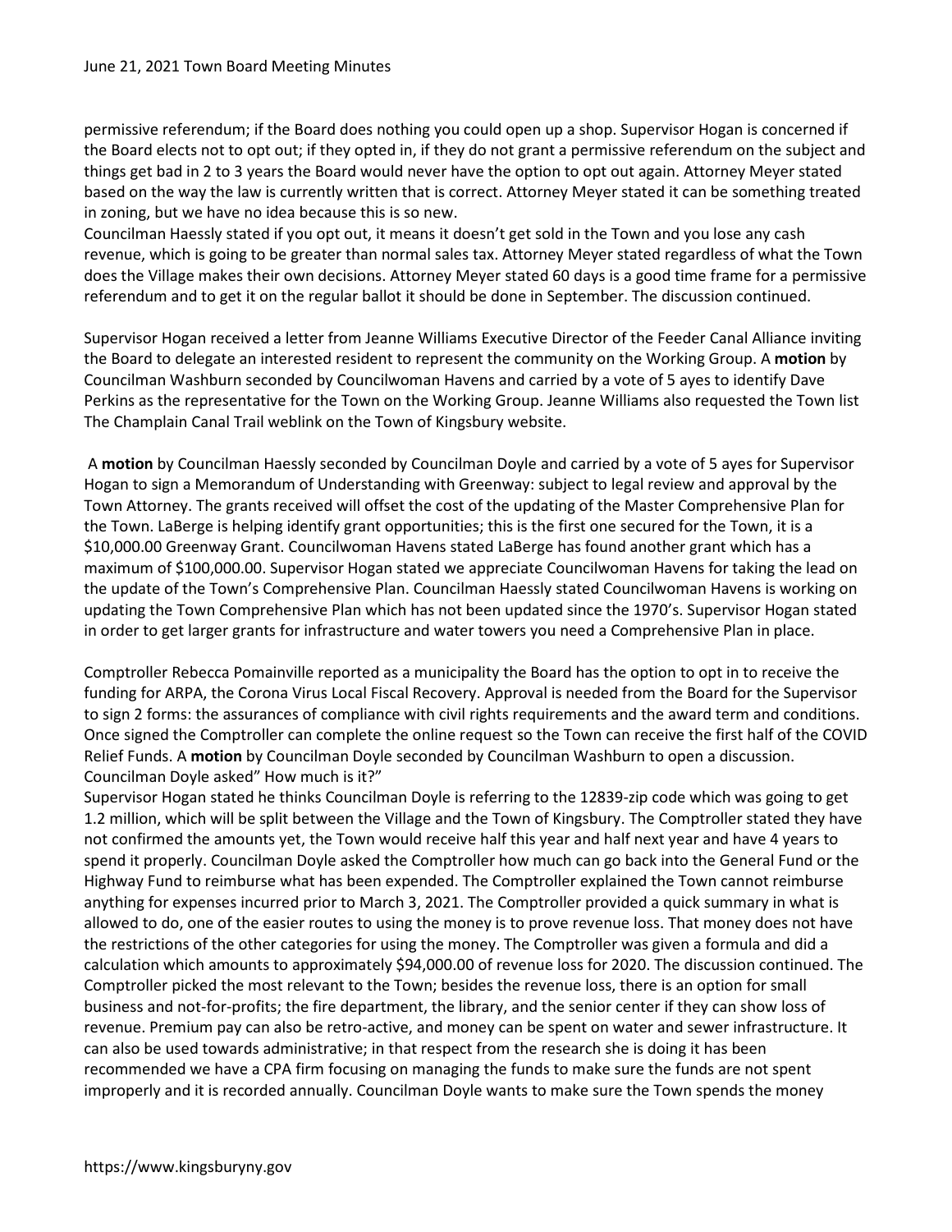permissive referendum; if the Board does nothing you could open up a shop. Supervisor Hogan is concerned if the Board elects not to opt out; if they opted in, if they do not grant a permissive referendum on the subject and things get bad in 2 to 3 years the Board would never have the option to opt out again. Attorney Meyer stated based on the way the law is currently written that is correct. Attorney Meyer stated it can be something treated in zoning, but we have no idea because this is so new.

Councilman Haessly stated if you opt out, it means it doesn't get sold in the Town and you lose any cash revenue, which is going to be greater than normal sales tax. Attorney Meyer stated regardless of what the Town does the Village makes their own decisions. Attorney Meyer stated 60 days is a good time frame for a permissive referendum and to get it on the regular ballot it should be done in September. The discussion continued.

Supervisor Hogan received a letter from Jeanne Williams Executive Director of the Feeder Canal Alliance inviting the Board to delegate an interested resident to represent the community on the Working Group. A **motion** by Councilman Washburn seconded by Councilwoman Havens and carried by a vote of 5 ayes to identify Dave Perkins as the representative for the Town on the Working Group. Jeanne Williams also requested the Town list The Champlain Canal Trail weblink on the Town of Kingsbury website.

A **motion** by Councilman Haessly seconded by Councilman Doyle and carried by a vote of 5 ayes for Supervisor Hogan to sign a Memorandum of Understanding with Greenway: subject to legal review and approval by the Town Attorney. The grants received will offset the cost of the updating of the Master Comprehensive Plan for the Town. LaBerge is helping identify grant opportunities; this is the first one secured for the Town, it is a $10,000.00 Greenway Grant. Councilwoman Havens stated LaBerge has found another grant which has a maximum of $100,000.00. Supervisor Hogan stated we appreciate Councilwoman Havens for taking the lead on the update of the Town's Comprehensive Plan. Councilman Haessly stated Councilwoman Havens is working on updating the Town Comprehensive Plan which has not been updated since the 1970's. Supervisor Hogan stated in order to get larger grants for infrastructure and water towers you need a Comprehensive Plan in place.

Comptroller Rebecca Pomainville reported as a municipality the Board has the option to opt in to receive the funding for ARPA, the Corona Virus Local Fiscal Recovery. Approval is needed from the Board for the Supervisor to sign 2 forms: the assurances of compliance with civil rights requirements and the award term and conditions. Once signed the Comptroller can complete the online request so the Town can receive the first half of the COVID Relief Funds. A **motion** by Councilman Doyle seconded by Councilman Washburn to open a discussion. Councilman Doyle asked" How much is it?"

Supervisor Hogan stated he thinks Councilman Doyle is referring to the 12839-zip code which was going to get 1.2 million, which will be split between the Village and the Town of Kingsbury. The Comptroller stated they have not confirmed the amounts yet, the Town would receive half this year and half next year and have 4 years to spend it properly. Councilman Doyle asked the Comptroller how much can go back into the General Fund or the Highway Fund to reimburse what has been expended. The Comptroller explained the Town cannot reimburse anything for expenses incurred prior to March 3, 2021. The Comptroller provided a quick summary in what is allowed to do, one of the easier routes to using the money is to prove revenue loss. That money does not have the restrictions of the other categories for using the money. The Comptroller was given a formula and did a calculation which amounts to approximately $94,000.00 of revenue loss for 2020. The discussion continued. The Comptroller picked the most relevant to the Town; besides the revenue loss, there is an option for small business and not-for-profits; the fire department, the library, and the senior center if they can show loss of revenue. Premium pay can also be retro-active, and money can be spent on water and sewer infrastructure. It can also be used towards administrative; in that respect from the research she is doing it has been recommended we have a CPA firm focusing on managing the funds to make sure the funds are not spent improperly and it is recorded annually. Councilman Doyle wants to make sure the Town spends the money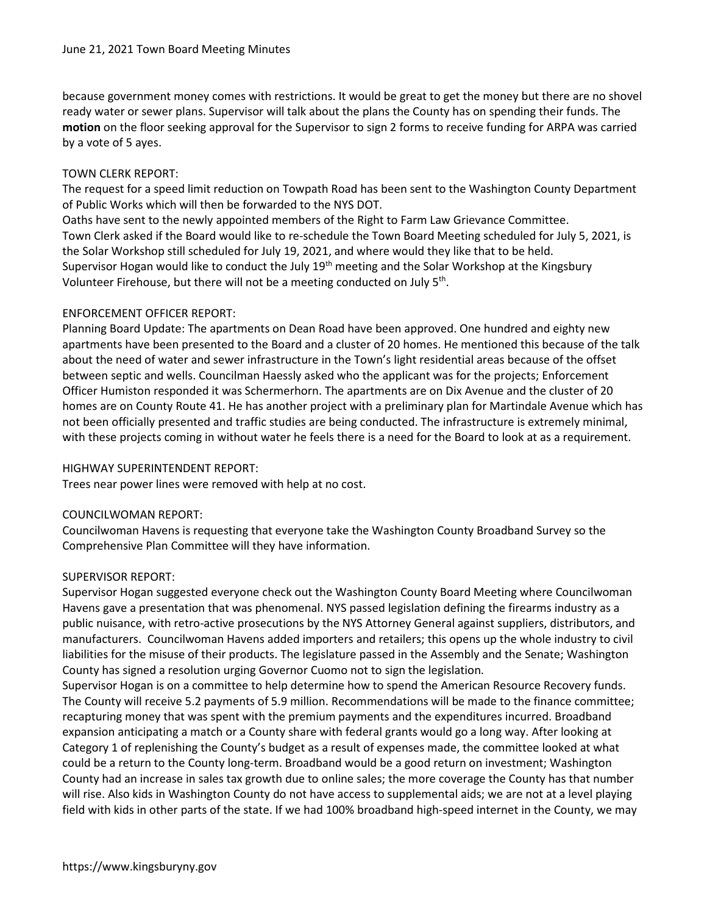because government money comes with restrictions. It would be great to get the money but there are no shovel ready water or sewer plans. Supervisor will talk about the plans the County has on spending their funds. The **motion** on the floor seeking approval for the Supervisor to sign 2 forms to receive funding for ARPA was carried by a vote of 5 ayes.

TOWN CLERK REPORT:
The request for a speed limit reduction on Towpath Road has been sent to the Washington County Department of Public Works which will then be forwarded to the NYS DOT.
Oaths have sent to the newly appointed members of the Right to Farm Law Grievance Committee.
Town Clerk asked if the Board would like to re-schedule the Town Board Meeting scheduled for July 5, 2021, is the Solar Workshop still scheduled for July 19, 2021, and where would they like that to be held.
Supervisor Hogan would like to conduct the July 19th meeting and the Solar Workshop at the Kingsbury Volunteer Firehouse, but there will not be a meeting conducted on July 5th.

ENFORCEMENT OFFICER REPORT:
Planning Board Update: The apartments on Dean Road have been approved. One hundred and eighty new apartments have been presented to the Board and a cluster of 20 homes. He mentioned this because of the talk about the need of water and sewer infrastructure in the Town's light residential areas because of the offset between septic and wells. Councilman Haessly asked who the applicant was for the projects; Enforcement Officer Humiston responded it was Schermerhorn. The apartments are on Dix Avenue and the cluster of 20 homes are on County Route 41. He has another project with a preliminary plan for Martindale Avenue which has not been officially presented and traffic studies are being conducted. The infrastructure is extremely minimal, with these projects coming in without water he feels there is a need for the Board to look at as a requirement.

HIGHWAY SUPERINTENDENT REPORT:
Trees near power lines were removed with help at no cost.

COUNCILWOMAN REPORT:
Councilwoman Havens is requesting that everyone take the Washington County Broadband Survey so the Comprehensive Plan Committee will they have information.

SUPERVISOR REPORT:
Supervisor Hogan suggested everyone check out the Washington County Board Meeting where Councilwoman Havens gave a presentation that was phenomenal. NYS passed legislation defining the firearms industry as a public nuisance, with retro-active prosecutions by the NYS Attorney General against suppliers, distributors, and manufacturers. Councilwoman Havens added importers and retailers; this opens up the whole industry to civil liabilities for the misuse of their products. The legislature passed in the Assembly and the Senate; Washington County has signed a resolution urging Governor Cuomo not to sign the legislation.
Supervisor Hogan is on a committee to help determine how to spend the American Resource Recovery funds. The County will receive 5.2 payments of 5.9 million. Recommendations will be made to the finance committee; recapturing money that was spent with the premium payments and the expenditures incurred. Broadband expansion anticipating a match or a County share with federal grants would go a long way. After looking at Category 1 of replenishing the County's budget as a result of expenses made, the committee looked at what could be a return to the County long-term. Broadband would be a good return on investment; Washington County had an increase in sales tax growth due to online sales; the more coverage the County has that number will rise. Also kids in Washington County do not have access to supplemental aids; we are not at a level playing field with kids in other parts of the state. If we had 100% broadband high-speed internet in the County, we may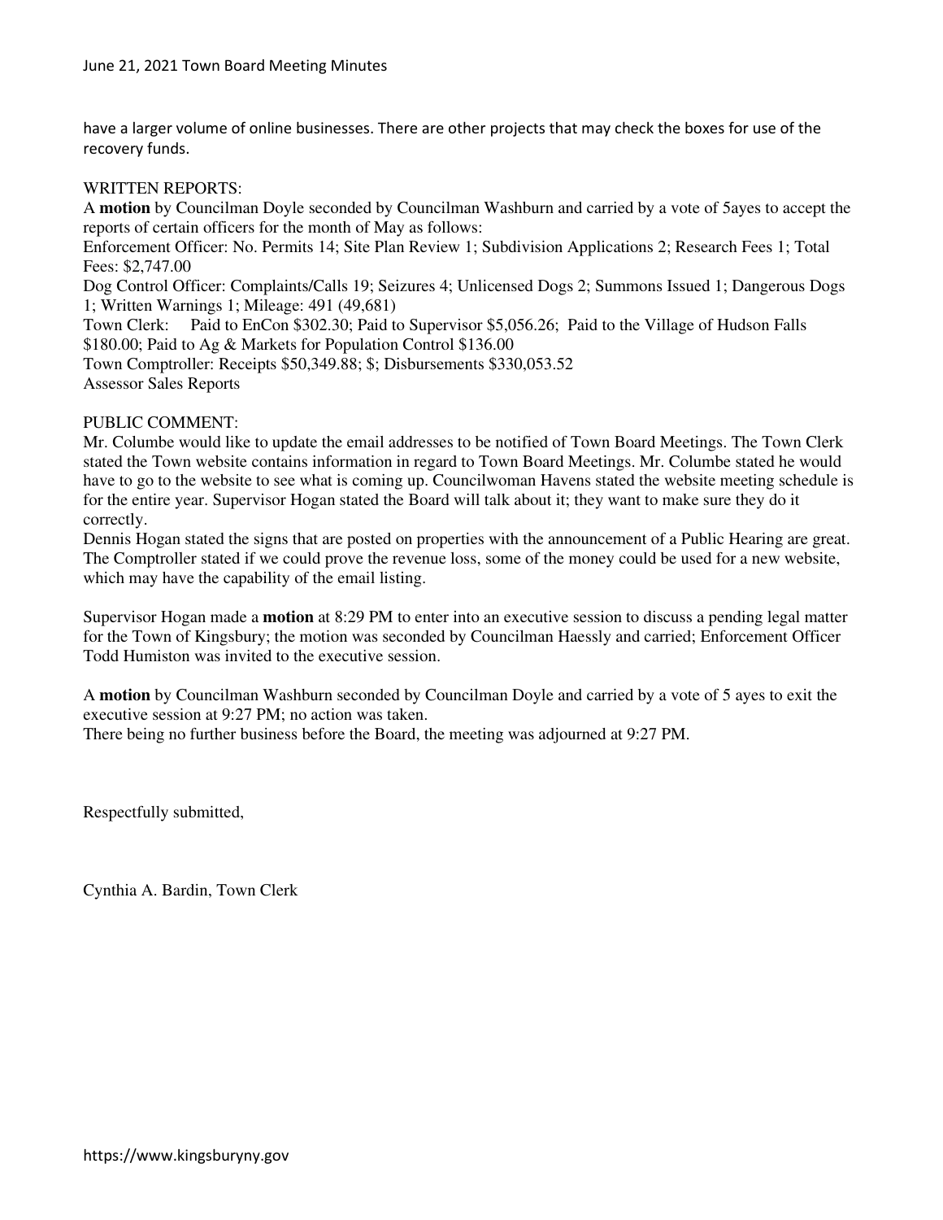have a larger volume of online businesses. There are other projects that may check the boxes for use of the recovery funds.

WRITTEN REPORTS:

A **motion** by Councilman Doyle seconded by Councilman Washburn and carried by a vote of 5ayes to accept the reports of certain officers for the month of May as follows:

Enforcement Officer: No. Permits 14; Site Plan Review 1; Subdivision Applications 2; Research Fees 1; Total Fees: $2,747.00

Dog Control Officer: Complaints/Calls 19; Seizures 4; Unlicensed Dogs 2; Summons Issued 1; Dangerous Dogs 1; Written Warnings 1; Mileage: 491 (49,681)

Town Clerk: Paid to EnCon $302.30; Paid to Supervisor $5,056.26; Paid to the Village of Hudson Falls $180.00; Paid to Ag & Markets for Population Control $136.00

Town Comptroller: Receipts $50,349.88; $; Disbursements $330,053.52

Assessor Sales Reports

PUBLIC COMMENT:

Mr. Columbe would like to update the email addresses to be notified of Town Board Meetings. The Town Clerk stated the Town website contains information in regard to Town Board Meetings. Mr. Columbe stated he would have to go to the website to see what is coming up. Councilwoman Havens stated the website meeting schedule is for the entire year. Supervisor Hogan stated the Board will talk about it; they want to make sure they do it correctly.

Dennis Hogan stated the signs that are posted on properties with the announcement of a Public Hearing are great.

The Comptroller stated if we could prove the revenue loss, some of the money could be used for a new website, which may have the capability of the email listing.

Supervisor Hogan made a **motion** at 8:29 PM to enter into an executive session to discuss a pending legal matter for the Town of Kingsbury; the motion was seconded by Councilman Haessly and carried; Enforcement Officer Todd Humiston was invited to the executive session.

A **motion** by Councilman Washburn seconded by Councilman Doyle and carried by a vote of 5 ayes to exit the executive session at 9:27 PM; no action was taken.

There being no further business before the Board, the meeting was adjourned at 9:27 PM.

Respectfully submitted,

Cynthia A. Bardin, Town Clerk